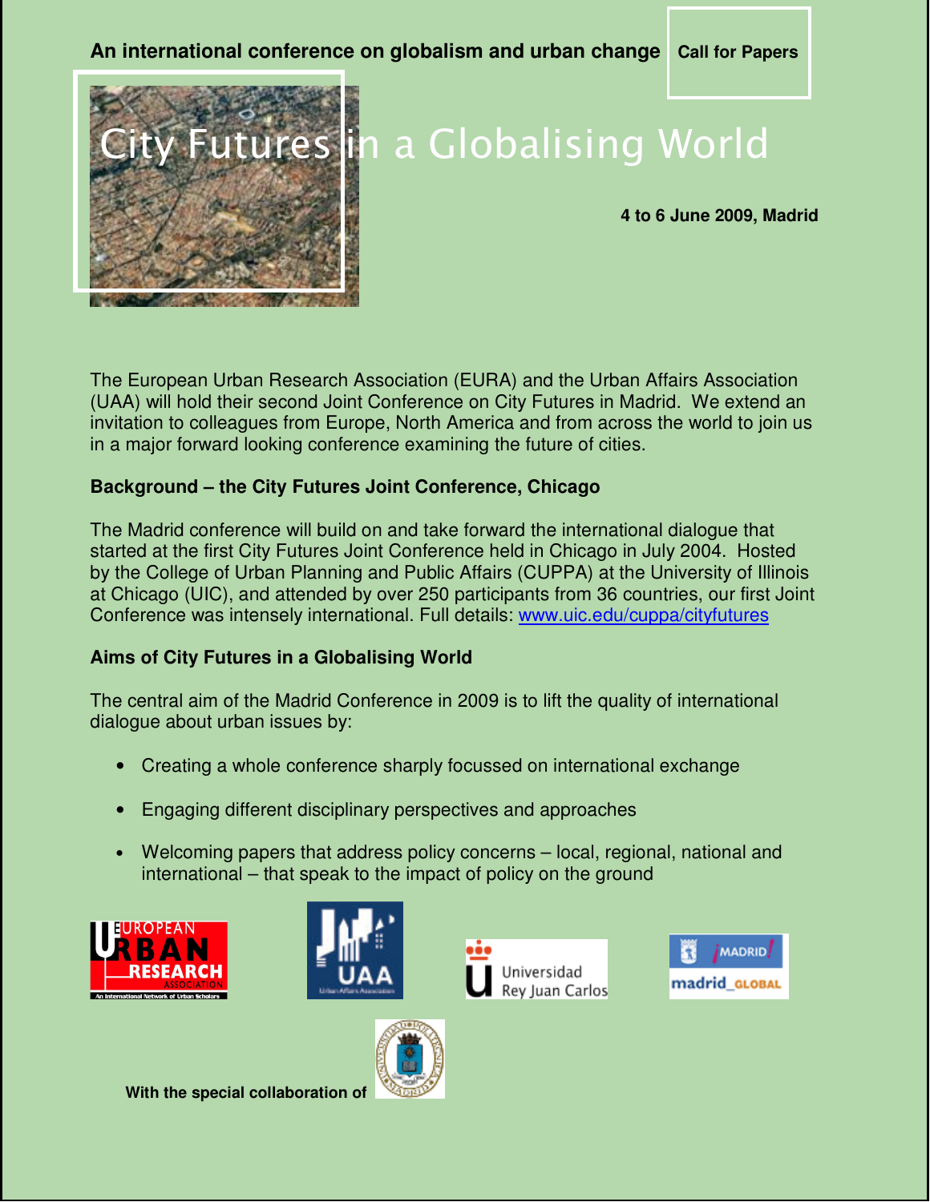An international conference on globalism and urban change

**Call for Papers**

# City Futures in a Globalising World

**4 to 6 June 2009, Madrid**

The European Urban Research Association (EURA) and the Urban Affairs Association (UAA) will hold their second Joint Conference on City Futures in Madrid. We extend an invitation to colleagues from Europe, North America and from across the world to join us in a major forward looking conference examining the future of cities.

## Background – the City Futures Joint Conference, Chicago

The Madrid conference will build on and take forward the international dialogue that started at the first City Futures Joint Conference held in Chicago in July 2004. Hosted by the College of Urban Planning and Public Affairs (CUPPA) at the University of Illinois at Chicago (UIC), and attended by over 250 participants from 36 countries, our first Joint Conference was intensely international. Full details: [www.uic.edu/cuppa/cityfutures](http://www.uic.edu/cuppa/cityfutures)

## Aims of City Futures in a Globalising World

The central aim of the Madrid Conference in 2009 is to lift the quality of international dialogue about urban issues by:

- Creating a whole conference sharply focussed on international exchange
- Engaging different disciplinary perspectives and approaches
- Welcoming papers that address policy concerns – local, regional, national and international – that speak to the impact of policy on the ground

European Urban Research Association – An International Network of Urban Scholars

UAA – Urban Affairs Association

Universidad Rey Juan Carlos

¡Madrid! madrid_global

**With the special collaboration of**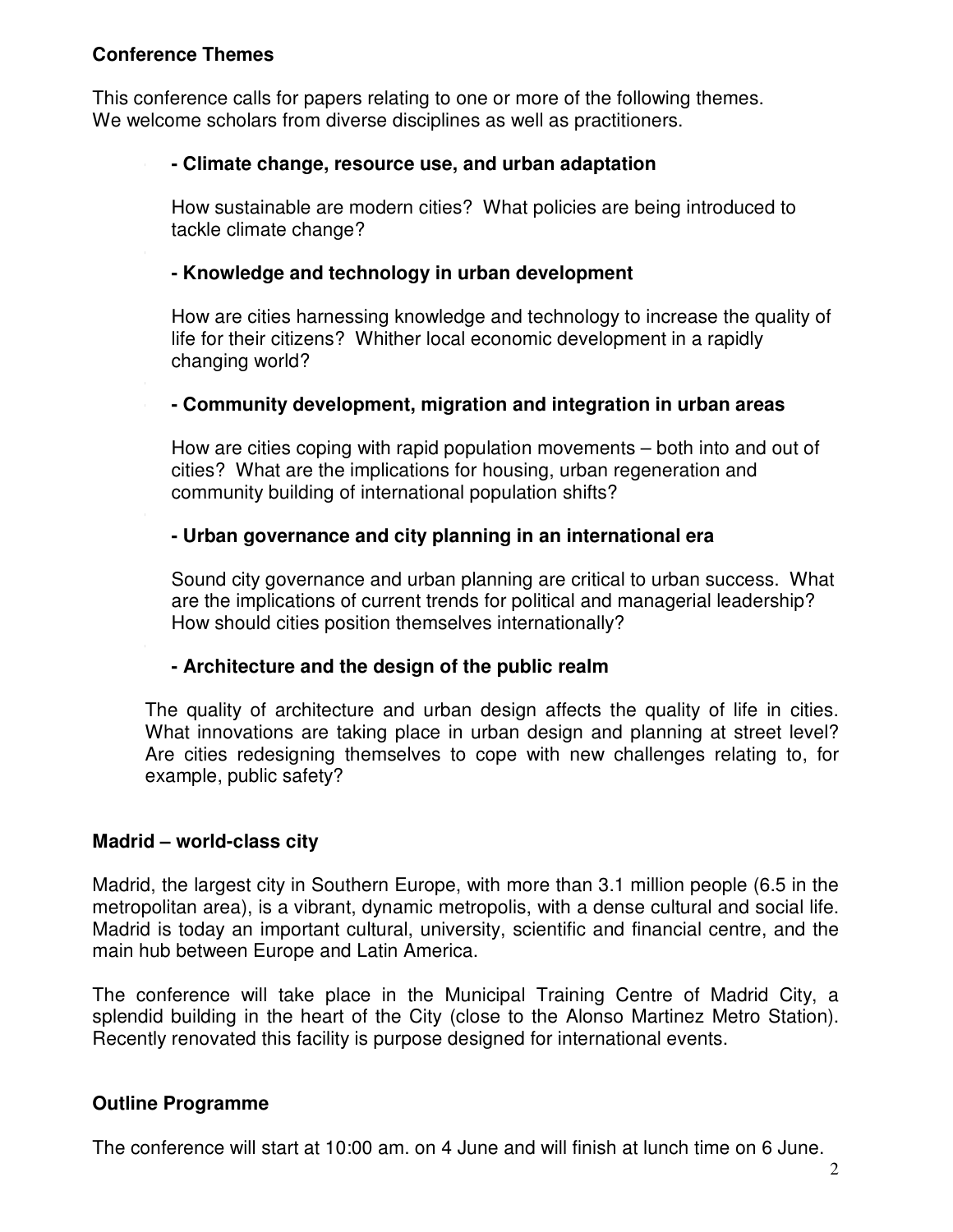## Conference Themes

This conference calls for papers relating to one or more of the following themes.
We welcome scholars from diverse disciplines as well as practitioners.

**- Climate change, resource use, and urban adaptation**

How sustainable are modern cities? What policies are being introduced to tackle climate change?

**- Knowledge and technology in urban development**

How are cities harnessing knowledge and technology to increase the quality of life for their citizens? Whither local economic development in a rapidly changing world?

**- Community development, migration and integration in urban areas**

How are cities coping with rapid population movements – both into and out of cities? What are the implications for housing, urban regeneration and community building of international population shifts?

**- Urban governance and city planning in an international era**

Sound city governance and urban planning are critical to urban success. What are the implications of current trends for political and managerial leadership? How should cities position themselves internationally?

**- Architecture and the design of the public realm**

The quality of architecture and urban design affects the quality of life in cities. What innovations are taking place in urban design and planning at street level? Are cities redesigning themselves to cope with new challenges relating to, for example, public safety?

## Madrid – world-class city

Madrid, the largest city in Southern Europe, with more than 3.1 million people (6.5 in the metropolitan area), is a vibrant, dynamic metropolis, with a dense cultural and social life. Madrid is today an important cultural, university, scientific and financial centre, and the main hub between Europe and Latin America.

The conference will take place in the Municipal Training Centre of Madrid City, a splendid building in the heart of the City (close to the Alonso Martinez Metro Station). Recently renovated this facility is purpose designed for international events.

## Outline Programme

The conference will start at 10:00 am. on 4 June and will finish at lunch time on 6 June.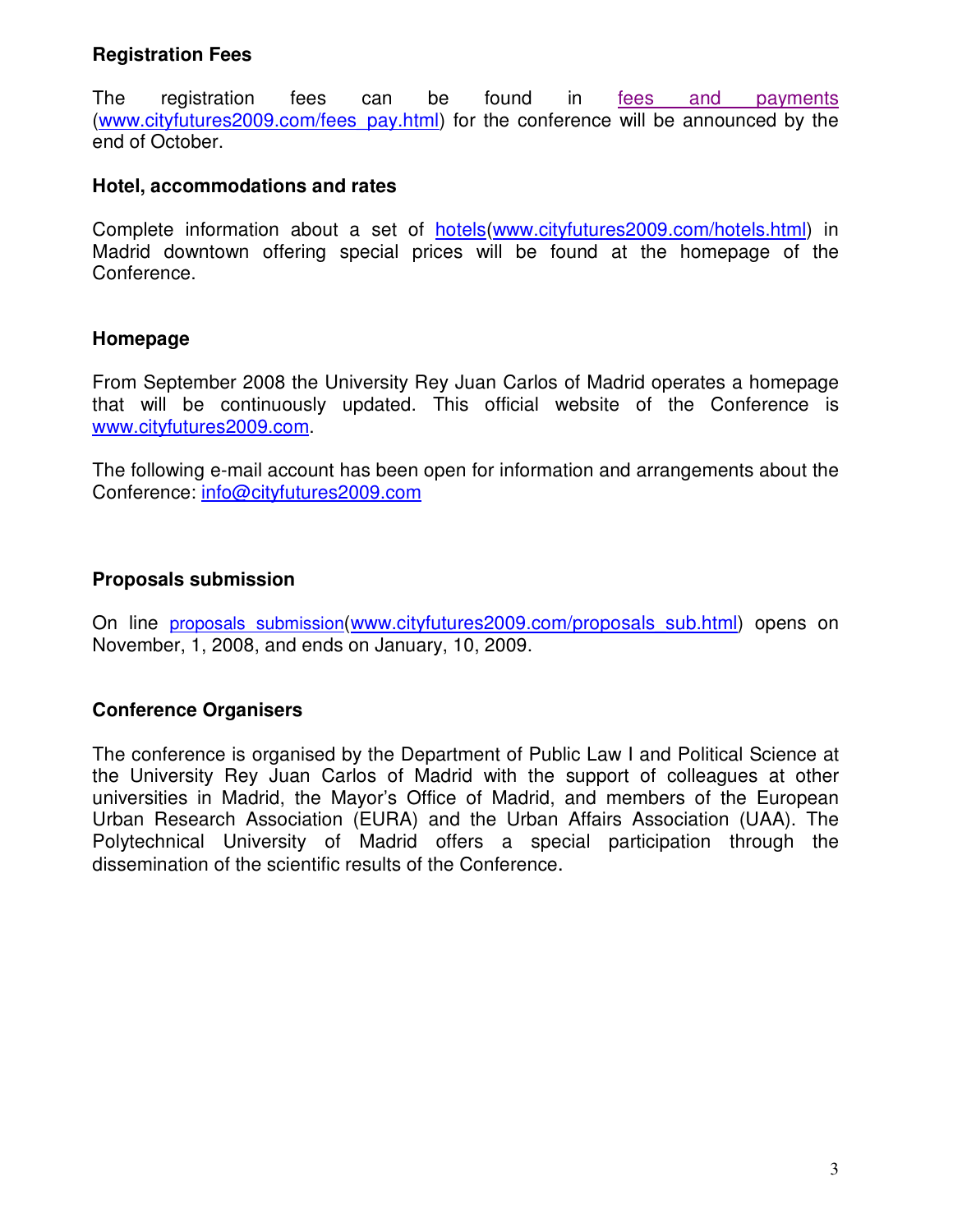**Registration Fees**

The registration fees can be found in fees and payments (www.cityfutures2009.com/fees_pay.html) for the conference will be announced by the end of October.

**Hotel, accommodations and rates**

Complete information about a set of hotels(www.cityfutures2009.com/hotels.html) in Madrid downtown offering special prices will be found at the homepage of the Conference.

**Homepage**

From September 2008 the University Rey Juan Carlos of Madrid operates a homepage that will be continuously updated. This official website of the Conference is www.cityfutures2009.com.

The following e-mail account has been open for information and arrangements about the Conference: info@cityfutures2009.com

**Proposals submission**

On line proposals submission(www.cityfutures2009.com/proposals_sub.html) opens on November, 1, 2008, and ends on January, 10, 2009.

**Conference Organisers**

The conference is organised by the Department of Public Law I and Political Science at the University Rey Juan Carlos of Madrid with the support of colleagues at other universities in Madrid, the Mayor's Office of Madrid, and members of the European Urban Research Association (EURA) and the Urban Affairs Association (UAA). The Polytechnical University of Madrid offers a special participation through the dissemination of the scientific results of the Conference.